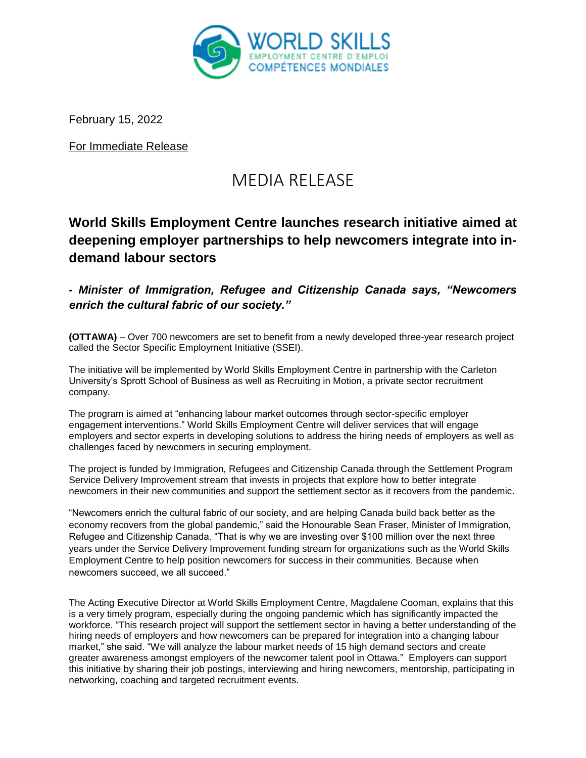February 15, 2022

For Immediate Release

# MEDIA RELEASE

## World Skills Employment Centre launches research initiative aimed at deepening employer partnerships to help newcomers integrate into in-demand labour sectors

### *- Minister of Immigration, Refugee and Citizenship Canada says, "Newcomers enrich the cultural fabric of our society."*

**(OTTAWA)** – Over 700 newcomers are set to benefit from a newly developed three-year research project called the Sector Specific Employment Initiative (SSEI).

The initiative will be implemented by World Skills Employment Centre in partnership with the Carleton University's Sprott School of Business as well as Recruiting in Motion, a private sector recruitment company.

The program is aimed at "enhancing labour market outcomes through sector-specific employer engagement interventions." World Skills Employment Centre will deliver services that will engage employers and sector experts in developing solutions to address the hiring needs of employers as well as challenges faced by newcomers in securing employment.

The project is funded by Immigration, Refugees and Citizenship Canada through the Settlement Program Service Delivery Improvement stream that invests in projects that explore how to better integrate newcomers in their new communities and support the settlement sector as it recovers from the pandemic.

"Newcomers enrich the cultural fabric of our society, and are helping Canada build back better as the economy recovers from the global pandemic," said the Honourable Sean Fraser, Minister of Immigration, Refugee and Citizenship Canada. "That is why we are investing over $100 million over the next three years under the Service Delivery Improvement funding stream for organizations such as the World Skills Employment Centre to help position newcomers for success in their communities. Because when newcomers succeed, we all succeed."

The Acting Executive Director at World Skills Employment Centre, Magdalene Cooman, explains that this is a very timely program, especially during the ongoing pandemic which has significantly impacted the workforce. "This research project will support the settlement sector in having a better understanding of the hiring needs of employers and how newcomers can be prepared for integration into a changing labour market," she said. "We will analyze the labour market needs of 15 high demand sectors and create greater awareness amongst employers of the newcomer talent pool in Ottawa." Employers can support this initiative by sharing their job postings, interviewing and hiring newcomers, mentorship, participating in networking, coaching and targeted recruitment events.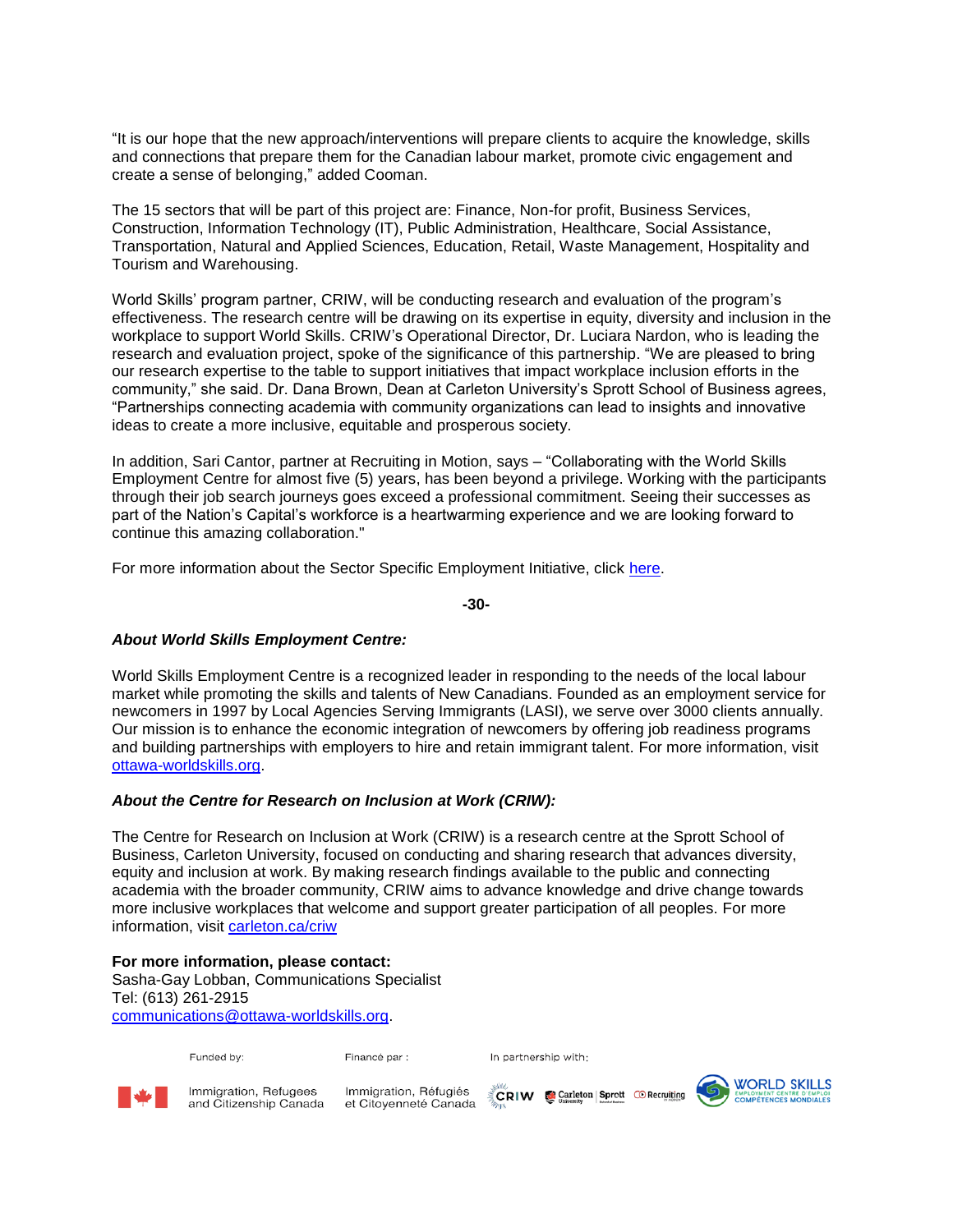"It is our hope that the new approach/interventions will prepare clients to acquire the knowledge, skills and connections that prepare them for the Canadian labour market, promote civic engagement and create a sense of belonging," added Cooman.

The 15 sectors that will be part of this project are: Finance, Non-for profit, Business Services, Construction, Information Technology (IT), Public Administration, Healthcare, Social Assistance, Transportation, Natural and Applied Sciences, Education, Retail, Waste Management, Hospitality and Tourism and Warehousing.

World Skills' program partner, CRIW, will be conducting research and evaluation of the program's effectiveness. The research centre will be drawing on its expertise in equity, diversity and inclusion in the workplace to support World Skills. CRIW's Operational Director, Dr. Luciara Nardon, who is leading the research and evaluation project, spoke of the significance of this partnership. "We are pleased to bring our research expertise to the table to support initiatives that impact workplace inclusion efforts in the community," she said. Dr. Dana Brown, Dean at Carleton University's Sprott School of Business agrees, "Partnerships connecting academia with community organizations can lead to insights and innovative ideas to create a more inclusive, equitable and prosperous society.

In addition, Sari Cantor, partner at Recruiting in Motion, says – "Collaborating with the World Skills Employment Centre for almost five (5) years, has been beyond a privilege. Working with the participants through their job search journeys goes exceed a professional commitment. Seeing their successes as part of the Nation's Capital's workforce is a heartwarming experience and we are looking forward to continue this amazing collaboration."

For more information about the Sector Specific Employment Initiative, click [here](#).

**-30-**

***About World Skills Employment Centre:***

World Skills Employment Centre is a recognized leader in responding to the needs of the local labour market while promoting the skills and talents of New Canadians. Founded as an employment service for newcomers in 1997 by Local Agencies Serving Immigrants (LASI), we serve over 3000 clients annually. Our mission is to enhance the economic integration of newcomers by offering job readiness programs and building partnerships with employers to hire and retain immigrant talent. For more information, visit [ottawa-worldskills.org](ottawa-worldskills.org).

***About the Centre for Research on Inclusion at Work (CRIW):***

The Centre for Research on Inclusion at Work (CRIW) is a research centre at the Sprott School of Business, Carleton University, focused on conducting and sharing research that advances diversity, equity and inclusion at work. By making research findings available to the public and connecting academia with the broader community, CRIW aims to advance knowledge and drive change towards more inclusive workplaces that welcome and support greater participation of all peoples. For more information, visit [carleton.ca/criw](carleton.ca/criw)

**For more information, please contact:**
Sasha-Gay Lobban, Communications Specialist
Tel: (613) 261-2915
[communications@ottawa-worldskills.org](mailto:communications@ottawa-worldskills.org).

Funded by: Immigration, Refugees and Citizenship Canada

Financé par : Immigration, Réfugiés et Citoyenneté Canada

In partnership with: CRIW, Carleton University Sprott, Recruiting in Motion, World Skills Employment Centre / Centre d'emploi Compétences Mondiales